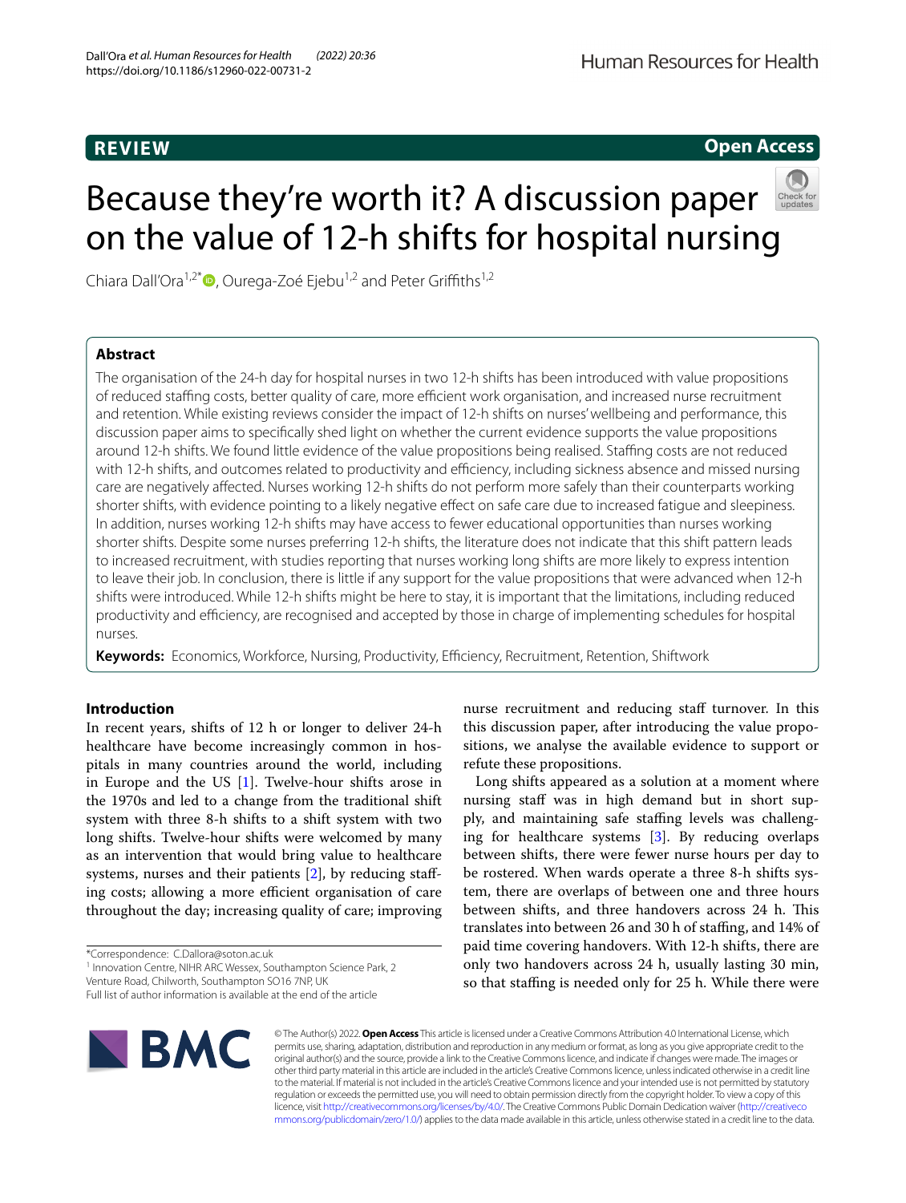REVIEW

Open Access

# Because they're worth it? A discussion paper on the value of 12-h shifts for hospital nursing

Chiara Dall'Ora[1,2*], Ourega-Zoé Ejebu[1,2] and Peter Griffiths[1,2]

## Abstract

The organisation of the 24-h day for hospital nurses in two 12-h shifts has been introduced with value propositions of reduced staffing costs, better quality of care, more efficient work organisation, and increased nurse recruitment and retention. While existing reviews consider the impact of 12-h shifts on nurses' wellbeing and performance, this discussion paper aims to specifically shed light on whether the current evidence supports the value propositions around 12-h shifts. We found little evidence of the value propositions being realised. Staffing costs are not reduced with 12-h shifts, and outcomes related to productivity and efficiency, including sickness absence and missed nursing care are negatively affected. Nurses working 12-h shifts do not perform more safely than their counterparts working shorter shifts, with evidence pointing to a likely negative effect on safe care due to increased fatigue and sleepiness. In addition, nurses working 12-h shifts may have access to fewer educational opportunities than nurses working shorter shifts. Despite some nurses preferring 12-h shifts, the literature does not indicate that this shift pattern leads to increased recruitment, with studies reporting that nurses working long shifts are more likely to express intention to leave their job. In conclusion, there is little if any support for the value propositions that were advanced when 12-h shifts were introduced. While 12-h shifts might be here to stay, it is important that the limitations, including reduced productivity and efficiency, are recognised and accepted by those in charge of implementing schedules for hospital nurses.

**Keywords:** Economics, Workforce, Nursing, Productivity, Efficiency, Recruitment, Retention, Shiftwork

## Introduction

In recent years, shifts of 12 h or longer to deliver 24-h healthcare have become increasingly common in hospitals in many countries around the world, including in Europe and the US [1]. Twelve-hour shifts arose in the 1970s and led to a change from the traditional shift system with three 8-h shifts to a shift system with two long shifts. Twelve-hour shifts were welcomed by many as an intervention that would bring value to healthcare systems, nurses and their patients [2], by reducing staffing costs; allowing a more efficient organisation of care throughout the day; increasing quality of care; improving nurse recruitment and reducing staff turnover. In this this discussion paper, after introducing the value propositions, we analyse the available evidence to support or refute these propositions.

Long shifts appeared as a solution at a moment where nursing staff was in high demand but in short supply, and maintaining safe staffing levels was challenging for healthcare systems [3]. By reducing overlaps between shifts, there were fewer nurse hours per day to be rostered. When wards operate a three 8-h shifts system, there are overlaps of between one and three hours between shifts, and three handovers across 24 h. This translates into between 26 and 30 h of staffing, and 14% of paid time covering handovers. With 12-h shifts, there are only two handovers across 24 h, usually lasting 30 min, so that staffing is needed only for 25 h. While there were

*Correspondence: C.Dallora@soton.ac.uk

[1] Innovation Centre, NIHR ARC Wessex, Southampton Science Park, 2 Venture Road, Chilworth, Southampton SO16 7NP, UK

Full list of author information is available at the end of the article

© The Author(s) 2022. **Open Access** This article is licensed under a Creative Commons Attribution 4.0 International License, which permits use, sharing, adaptation, distribution and reproduction in any medium or format, as long as you give appropriate credit to the original author(s) and the source, provide a link to the Creative Commons licence, and indicate if changes were made. The images or other third party material in this article are included in the article's Creative Commons licence, unless indicated otherwise in a credit line to the material. If material is not included in the article's Creative Commons licence and your intended use is not permitted by statutory regulation or exceeds the permitted use, you will need to obtain permission directly from the copyright holder. To view a copy of this licence, visit http://creativecommons.org/licenses/by/4.0/. The Creative Commons Public Domain Dedication waiver (http://creativecommons.org/publicdomain/zero/1.0/) applies to the data made available in this article, unless otherwise stated in a credit line to the data.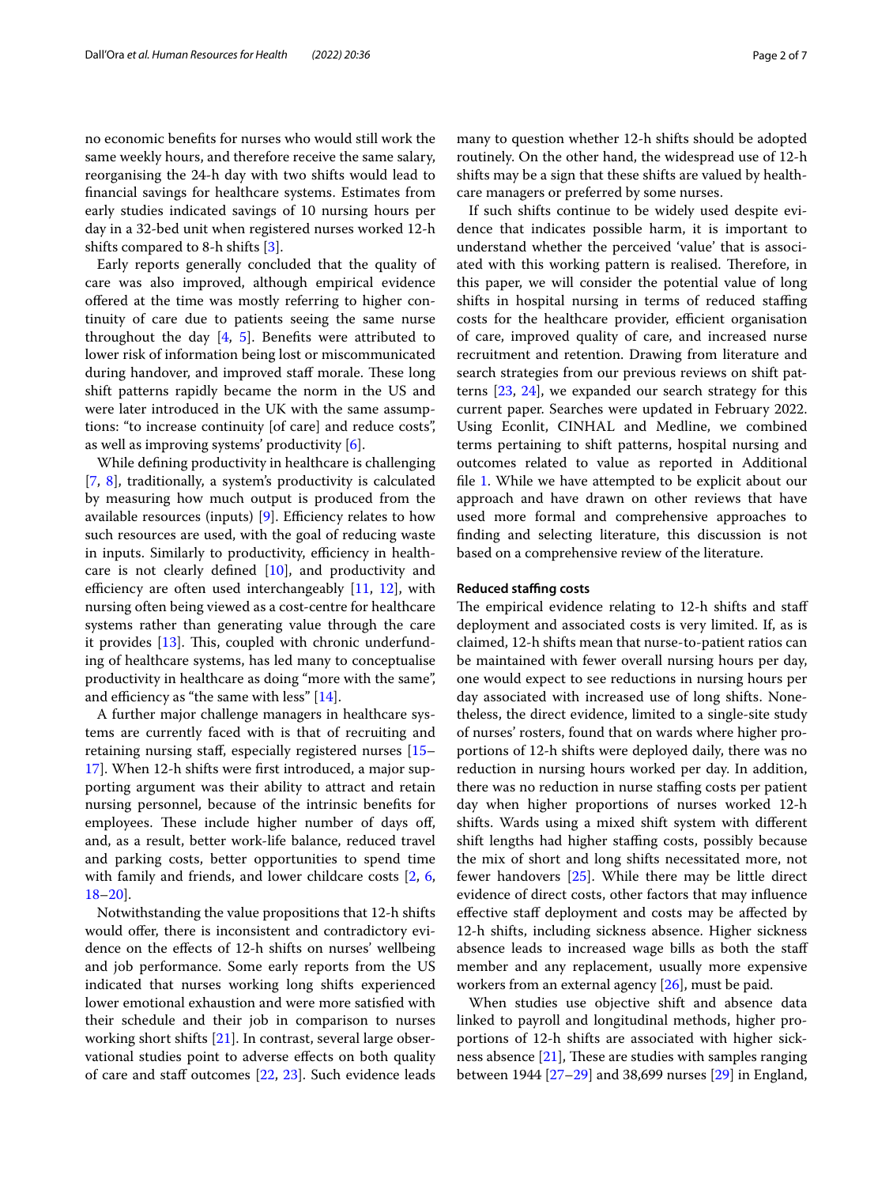no economic benefits for nurses who would still work the same weekly hours, and therefore receive the same salary, reorganising the 24-h day with two shifts would lead to financial savings for healthcare systems. Estimates from early studies indicated savings of 10 nursing hours per day in a 32-bed unit when registered nurses worked 12-h shifts compared to 8-h shifts [3].

Early reports generally concluded that the quality of care was also improved, although empirical evidence offered at the time was mostly referring to higher continuity of care due to patients seeing the same nurse throughout the day [4, 5]. Benefits were attributed to lower risk of information being lost or miscommunicated during handover, and improved staff morale. These long shift patterns rapidly became the norm in the US and were later introduced in the UK with the same assumptions: "to increase continuity [of care] and reduce costs", as well as improving systems' productivity [6].

While defining productivity in healthcare is challenging [7, 8], traditionally, a system's productivity is calculated by measuring how much output is produced from the available resources (inputs) [9]. Efficiency relates to how such resources are used, with the goal of reducing waste in inputs. Similarly to productivity, efficiency in healthcare is not clearly defined [10], and productivity and efficiency are often used interchangeably [11, 12], with nursing often being viewed as a cost-centre for healthcare systems rather than generating value through the care it provides [13]. This, coupled with chronic underfunding of healthcare systems, has led many to conceptualise productivity in healthcare as doing "more with the same", and efficiency as "the same with less" [14].

A further major challenge managers in healthcare systems are currently faced with is that of recruiting and retaining nursing staff, especially registered nurses [15–17]. When 12-h shifts were first introduced, a major supporting argument was their ability to attract and retain nursing personnel, because of the intrinsic benefits for employees. These include higher number of days off, and, as a result, better work-life balance, reduced travel and parking costs, better opportunities to spend time with family and friends, and lower childcare costs [2, 6, 18–20].

Notwithstanding the value propositions that 12-h shifts would offer, there is inconsistent and contradictory evidence on the effects of 12-h shifts on nurses' wellbeing and job performance. Some early reports from the US indicated that nurses working long shifts experienced lower emotional exhaustion and were more satisfied with their schedule and their job in comparison to nurses working short shifts [21]. In contrast, several large observational studies point to adverse effects on both quality of care and staff outcomes [22, 23]. Such evidence leads many to question whether 12-h shifts should be adopted routinely. On the other hand, the widespread use of 12-h shifts may be a sign that these shifts are valued by healthcare managers or preferred by some nurses.

If such shifts continue to be widely used despite evidence that indicates possible harm, it is important to understand whether the perceived 'value' that is associated with this working pattern is realised. Therefore, in this paper, we will consider the potential value of long shifts in hospital nursing in terms of reduced staffing costs for the healthcare provider, efficient organisation of care, improved quality of care, and increased nurse recruitment and retention. Drawing from literature and search strategies from our previous reviews on shift patterns [23, 24], we expanded our search strategy for this current paper. Searches were updated in February 2022. Using Econlit, CINHAL and Medline, we combined terms pertaining to shift patterns, hospital nursing and outcomes related to value as reported in Additional file 1. While we have attempted to be explicit about our approach and have drawn on other reviews that have used more formal and comprehensive approaches to finding and selecting literature, this discussion is not based on a comprehensive review of the literature.

#### Reduced staffing costs

The empirical evidence relating to 12-h shifts and staff deployment and associated costs is very limited. If, as is claimed, 12-h shifts mean that nurse-to-patient ratios can be maintained with fewer overall nursing hours per day, one would expect to see reductions in nursing hours per day associated with increased use of long shifts. Nonetheless, the direct evidence, limited to a single-site study of nurses' rosters, found that on wards where higher proportions of 12-h shifts were deployed daily, there was no reduction in nursing hours worked per day. In addition, there was no reduction in nurse staffing costs per patient day when higher proportions of nurses worked 12-h shifts. Wards using a mixed shift system with different shift lengths had higher staffing costs, possibly because the mix of short and long shifts necessitated more, not fewer handovers [25]. While there may be little direct evidence of direct costs, other factors that may influence effective staff deployment and costs may be affected by 12-h shifts, including sickness absence. Higher sickness absence leads to increased wage bills as both the staff member and any replacement, usually more expensive workers from an external agency [26], must be paid.

When studies use objective shift and absence data linked to payroll and longitudinal methods, higher proportions of 12-h shifts are associated with higher sickness absence [21], These are studies with samples ranging between 1944 [27–29] and 38,699 nurses [29] in England,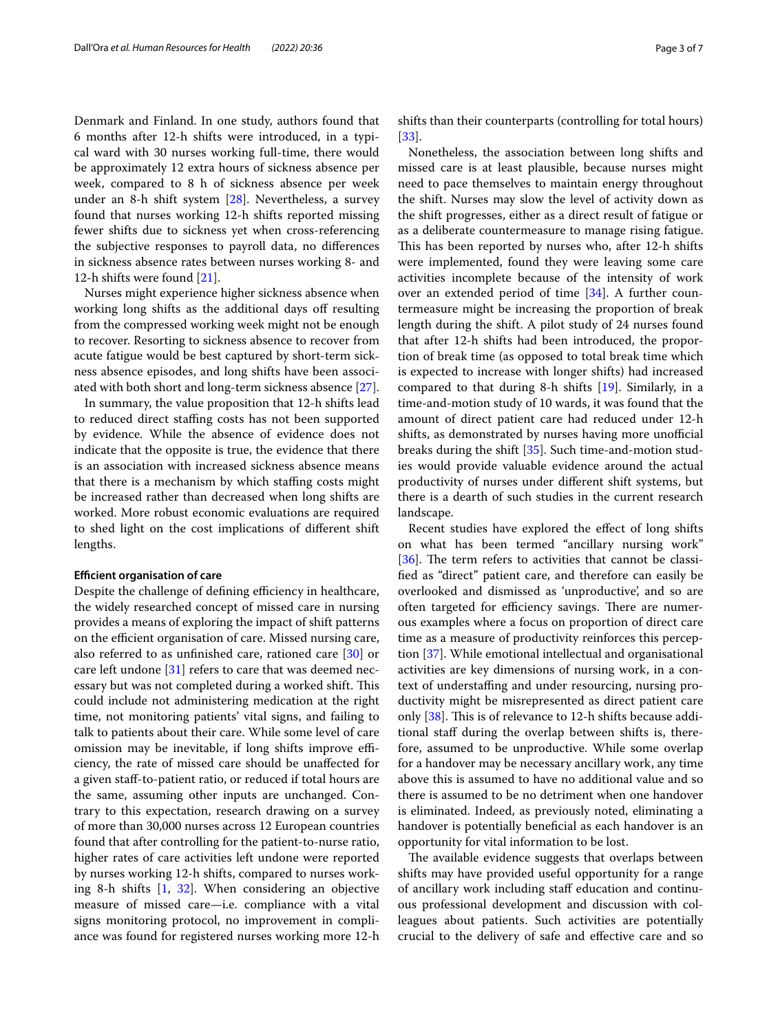Denmark and Finland. In one study, authors found that 6 months after 12-h shifts were introduced, in a typical ward with 30 nurses working full-time, there would be approximately 12 extra hours of sickness absence per week, compared to 8 h of sickness absence per week under an 8-h shift system [28]. Nevertheless, a survey found that nurses working 12-h shifts reported missing fewer shifts due to sickness yet when cross-referencing the subjective responses to payroll data, no differences in sickness absence rates between nurses working 8- and 12-h shifts were found [21].

Nurses might experience higher sickness absence when working long shifts as the additional days off resulting from the compressed working week might not be enough to recover. Resorting to sickness absence to recover from acute fatigue would be best captured by short-term sickness absence episodes, and long shifts have been associated with both short and long-term sickness absence [27].

In summary, the value proposition that 12-h shifts lead to reduced direct staffing costs has not been supported by evidence. While the absence of evidence does not indicate that the opposite is true, the evidence that there is an association with increased sickness absence means that there is a mechanism by which staffing costs might be increased rather than decreased when long shifts are worked. More robust economic evaluations are required to shed light on the cost implications of different shift lengths.

#### Efficient organisation of care

Despite the challenge of defining efficiency in healthcare, the widely researched concept of missed care in nursing provides a means of exploring the impact of shift patterns on the efficient organisation of care. Missed nursing care, also referred to as unfinished care, rationed care [30] or care left undone [31] refers to care that was deemed necessary but was not completed during a worked shift. This could include not administering medication at the right time, not monitoring patients' vital signs, and failing to talk to patients about their care. While some level of care omission may be inevitable, if long shifts improve efficiency, the rate of missed care should be unaffected for a given staff-to-patient ratio, or reduced if total hours are the same, assuming other inputs are unchanged. Contrary to this expectation, research drawing on a survey of more than 30,000 nurses across 12 European countries found that after controlling for the patient-to-nurse ratio, higher rates of care activities left undone were reported by nurses working 12-h shifts, compared to nurses working 8-h shifts [1, 32]. When considering an objective measure of missed care—i.e. compliance with a vital signs monitoring protocol, no improvement in compliance was found for registered nurses working more 12-h shifts than their counterparts (controlling for total hours) [33].

Nonetheless, the association between long shifts and missed care is at least plausible, because nurses might need to pace themselves to maintain energy throughout the shift. Nurses may slow the level of activity down as the shift progresses, either as a direct result of fatigue or as a deliberate countermeasure to manage rising fatigue. This has been reported by nurses who, after 12-h shifts were implemented, found they were leaving some care activities incomplete because of the intensity of work over an extended period of time [34]. A further countermeasure might be increasing the proportion of break length during the shift. A pilot study of 24 nurses found that after 12-h shifts had been introduced, the proportion of break time (as opposed to total break time which is expected to increase with longer shifts) had increased compared to that during 8-h shifts [19]. Similarly, in a time-and-motion study of 10 wards, it was found that the amount of direct patient care had reduced under 12-h shifts, as demonstrated by nurses having more unofficial breaks during the shift [35]. Such time-and-motion studies would provide valuable evidence around the actual productivity of nurses under different shift systems, but there is a dearth of such studies in the current research landscape.

Recent studies have explored the effect of long shifts on what has been termed "ancillary nursing work" [36]. The term refers to activities that cannot be classified as "direct" patient care, and therefore can easily be overlooked and dismissed as 'unproductive', and so are often targeted for efficiency savings. There are numerous examples where a focus on proportion of direct care time as a measure of productivity reinforces this perception [37]. While emotional intellectual and organisational activities are key dimensions of nursing work, in a context of understaffing and under resourcing, nursing productivity might be misrepresented as direct patient care only [38]. This is of relevance to 12-h shifts because additional staff during the overlap between shifts is, therefore, assumed to be unproductive. While some overlap for a handover may be necessary ancillary work, any time above this is assumed to have no additional value and so there is assumed to be no detriment when one handover is eliminated. Indeed, as previously noted, eliminating a handover is potentially beneficial as each handover is an opportunity for vital information to be lost.

The available evidence suggests that overlaps between shifts may have provided useful opportunity for a range of ancillary work including staff education and continuous professional development and discussion with colleagues about patients. Such activities are potentially crucial to the delivery of safe and effective care and so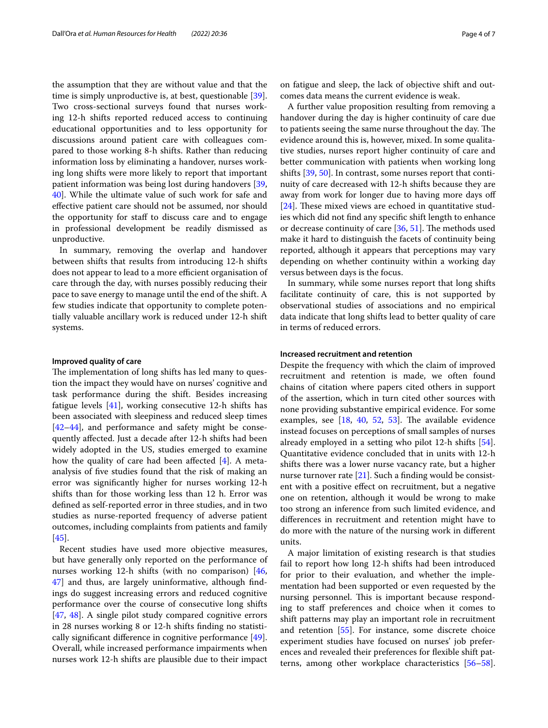the assumption that they are without value and that the time is simply unproductive is, at best, questionable [39]. Two cross-sectional surveys found that nurses working 12-h shifts reported reduced access to continuing educational opportunities and to less opportunity for discussions around patient care with colleagues compared to those working 8-h shifts. Rather than reducing information loss by eliminating a handover, nurses working long shifts were more likely to report that important patient information was being lost during handovers [39, 40]. While the ultimate value of such work for safe and effective patient care should not be assumed, nor should the opportunity for staff to discuss care and to engage in professional development be readily dismissed as unproductive.

In summary, removing the overlap and handover between shifts that results from introducing 12-h shifts does not appear to lead to a more efficient organisation of care through the day, with nurses possibly reducing their pace to save energy to manage until the end of the shift. A few studies indicate that opportunity to complete potentially valuable ancillary work is reduced under 12-h shift systems.

#### Improved quality of care

The implementation of long shifts has led many to question the impact they would have on nurses' cognitive and task performance during the shift. Besides increasing fatigue levels [41], working consecutive 12-h shifts has been associated with sleepiness and reduced sleep times [42–44], and performance and safety might be consequently affected. Just a decade after 12-h shifts had been widely adopted in the US, studies emerged to examine how the quality of care had been affected [4]. A meta-analysis of five studies found that the risk of making an error was significantly higher for nurses working 12-h shifts than for those working less than 12 h. Error was defined as self-reported error in three studies, and in two studies as nurse-reported frequency of adverse patient outcomes, including complaints from patients and family [45].

Recent studies have used more objective measures, but have generally only reported on the performance of nurses working 12-h shifts (with no comparison) [46, 47] and thus, are largely uninformative, although findings do suggest increasing errors and reduced cognitive performance over the course of consecutive long shifts [47, 48]. A single pilot study compared cognitive errors in 28 nurses working 8 or 12-h shifts finding no statistically significant difference in cognitive performance [49]. Overall, while increased performance impairments when nurses work 12-h shifts are plausible due to their impact on fatigue and sleep, the lack of objective shift and outcomes data means the current evidence is weak.

A further value proposition resulting from removing a handover during the day is higher continuity of care due to patients seeing the same nurse throughout the day. The evidence around this is, however, mixed. In some qualitative studies, nurses report higher continuity of care and better communication with patients when working long shifts [39, 50]. In contrast, some nurses report that continuity of care decreased with 12-h shifts because they are away from work for longer due to having more days off [24]. These mixed views are echoed in quantitative studies which did not find any specific shift length to enhance or decrease continuity of care [36, 51]. The methods used make it hard to distinguish the facets of continuity being reported, although it appears that perceptions may vary depending on whether continuity within a working day versus between days is the focus.

In summary, while some nurses report that long shifts facilitate continuity of care, this is not supported by observational studies of associations and no empirical data indicate that long shifts lead to better quality of care in terms of reduced errors.

#### Increased recruitment and retention

Despite the frequency with which the claim of improved recruitment and retention is made, we often found chains of citation where papers cited others in support of the assertion, which in turn cited other sources with none providing substantive empirical evidence. For some examples, see [18, 40, 52, 53]. The available evidence instead focuses on perceptions of small samples of nurses already employed in a setting who pilot 12-h shifts [54]. Quantitative evidence concluded that in units with 12-h shifts there was a lower nurse vacancy rate, but a higher nurse turnover rate [21]. Such a finding would be consistent with a positive effect on recruitment, but a negative one on retention, although it would be wrong to make too strong an inference from such limited evidence, and differences in recruitment and retention might have to do more with the nature of the nursing work in different units.

A major limitation of existing research is that studies fail to report how long 12-h shifts had been introduced for prior to their evaluation, and whether the implementation had been supported or even requested by the nursing personnel. This is important because responding to staff preferences and choice when it comes to shift patterns may play an important role in recruitment and retention [55]. For instance, some discrete choice experiment studies have focused on nurses' job preferences and revealed their preferences for flexible shift patterns, among other workplace characteristics [56–58].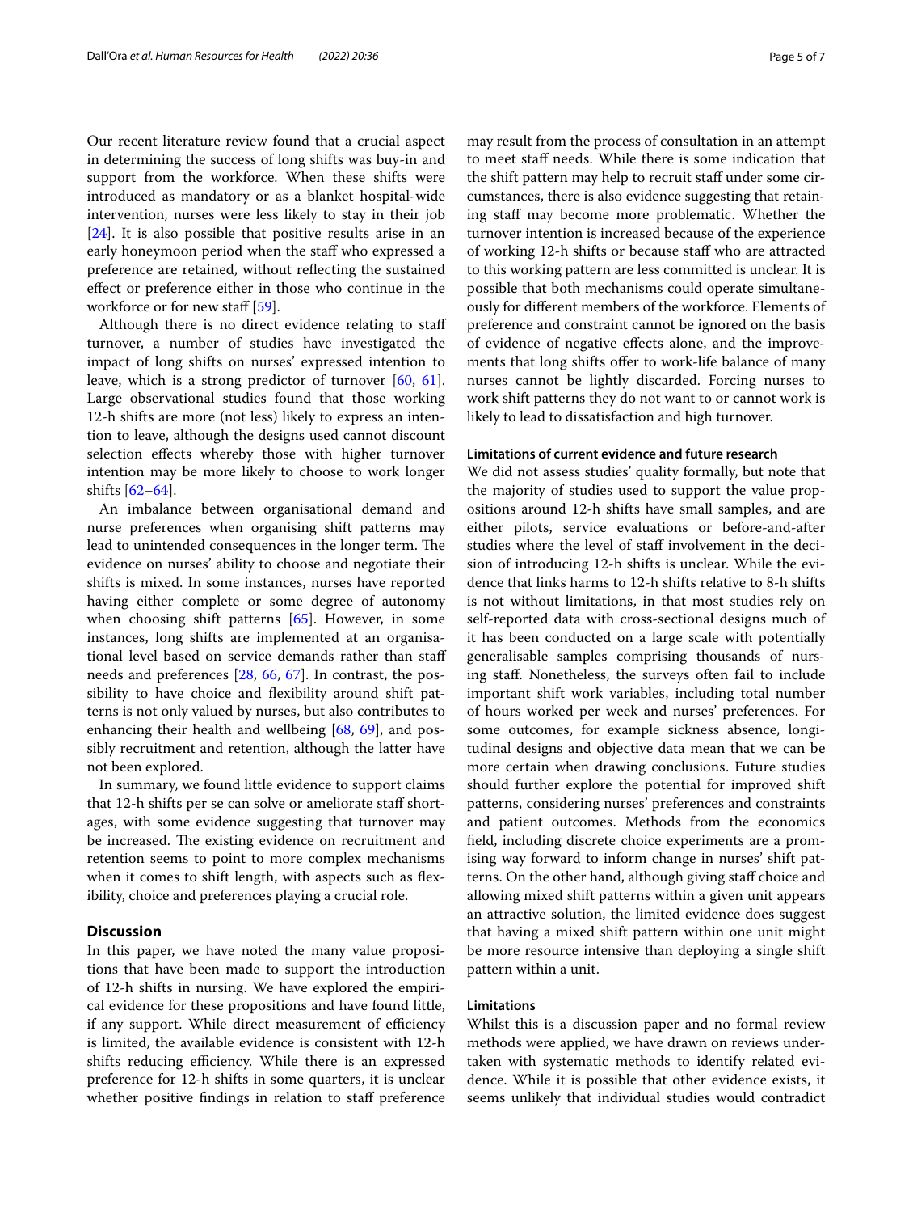Our recent literature review found that a crucial aspect in determining the success of long shifts was buy-in and support from the workforce. When these shifts were introduced as mandatory or as a blanket hospital-wide intervention, nurses were less likely to stay in their job [24]. It is also possible that positive results arise in an early honeymoon period when the staff who expressed a preference are retained, without reflecting the sustained effect or preference either in those who continue in the workforce or for new staff [59].

Although there is no direct evidence relating to staff turnover, a number of studies have investigated the impact of long shifts on nurses' expressed intention to leave, which is a strong predictor of turnover [60, 61]. Large observational studies found that those working 12-h shifts are more (not less) likely to express an intention to leave, although the designs used cannot discount selection effects whereby those with higher turnover intention may be more likely to choose to work longer shifts [62–64].

An imbalance between organisational demand and nurse preferences when organising shift patterns may lead to unintended consequences in the longer term. The evidence on nurses' ability to choose and negotiate their shifts is mixed. In some instances, nurses have reported having either complete or some degree of autonomy when choosing shift patterns [65]. However, in some instances, long shifts are implemented at an organisational level based on service demands rather than staff needs and preferences [28, 66, 67]. In contrast, the possibility to have choice and flexibility around shift patterns is not only valued by nurses, but also contributes to enhancing their health and wellbeing [68, 69], and possibly recruitment and retention, although the latter have not been explored.

In summary, we found little evidence to support claims that 12-h shifts per se can solve or ameliorate staff shortages, with some evidence suggesting that turnover may be increased. The existing evidence on recruitment and retention seems to point to more complex mechanisms when it comes to shift length, with aspects such as flexibility, choice and preferences playing a crucial role.

## Discussion

In this paper, we have noted the many value propositions that have been made to support the introduction of 12-h shifts in nursing. We have explored the empirical evidence for these propositions and have found little, if any support. While direct measurement of efficiency is limited, the available evidence is consistent with 12-h shifts reducing efficiency. While there is an expressed preference for 12-h shifts in some quarters, it is unclear whether positive findings in relation to staff preference may result from the process of consultation in an attempt to meet staff needs. While there is some indication that the shift pattern may help to recruit staff under some circumstances, there is also evidence suggesting that retaining staff may become more problematic. Whether the turnover intention is increased because of the experience of working 12-h shifts or because staff who are attracted to this working pattern are less committed is unclear. It is possible that both mechanisms could operate simultaneously for different members of the workforce. Elements of preference and constraint cannot be ignored on the basis of evidence of negative effects alone, and the improvements that long shifts offer to work-life balance of many nurses cannot be lightly discarded. Forcing nurses to work shift patterns they do not want to or cannot work is likely to lead to dissatisfaction and high turnover.

### Limitations of current evidence and future research

We did not assess studies' quality formally, but note that the majority of studies used to support the value propositions around 12-h shifts have small samples, and are either pilots, service evaluations or before-and-after studies where the level of staff involvement in the decision of introducing 12-h shifts is unclear. While the evidence that links harms to 12-h shifts relative to 8-h shifts is not without limitations, in that most studies rely on self-reported data with cross-sectional designs much of it has been conducted on a large scale with potentially generalisable samples comprising thousands of nursing staff. Nonetheless, the surveys often fail to include important shift work variables, including total number of hours worked per week and nurses' preferences. For some outcomes, for example sickness absence, longitudinal designs and objective data mean that we can be more certain when drawing conclusions. Future studies should further explore the potential for improved shift patterns, considering nurses' preferences and constraints and patient outcomes. Methods from the economics field, including discrete choice experiments are a promising way forward to inform change in nurses' shift patterns. On the other hand, although giving staff choice and allowing mixed shift patterns within a given unit appears an attractive solution, the limited evidence does suggest that having a mixed shift pattern within one unit might be more resource intensive than deploying a single shift pattern within a unit.

### Limitations

Whilst this is a discussion paper and no formal review methods were applied, we have drawn on reviews undertaken with systematic methods to identify related evidence. While it is possible that other evidence exists, it seems unlikely that individual studies would contradict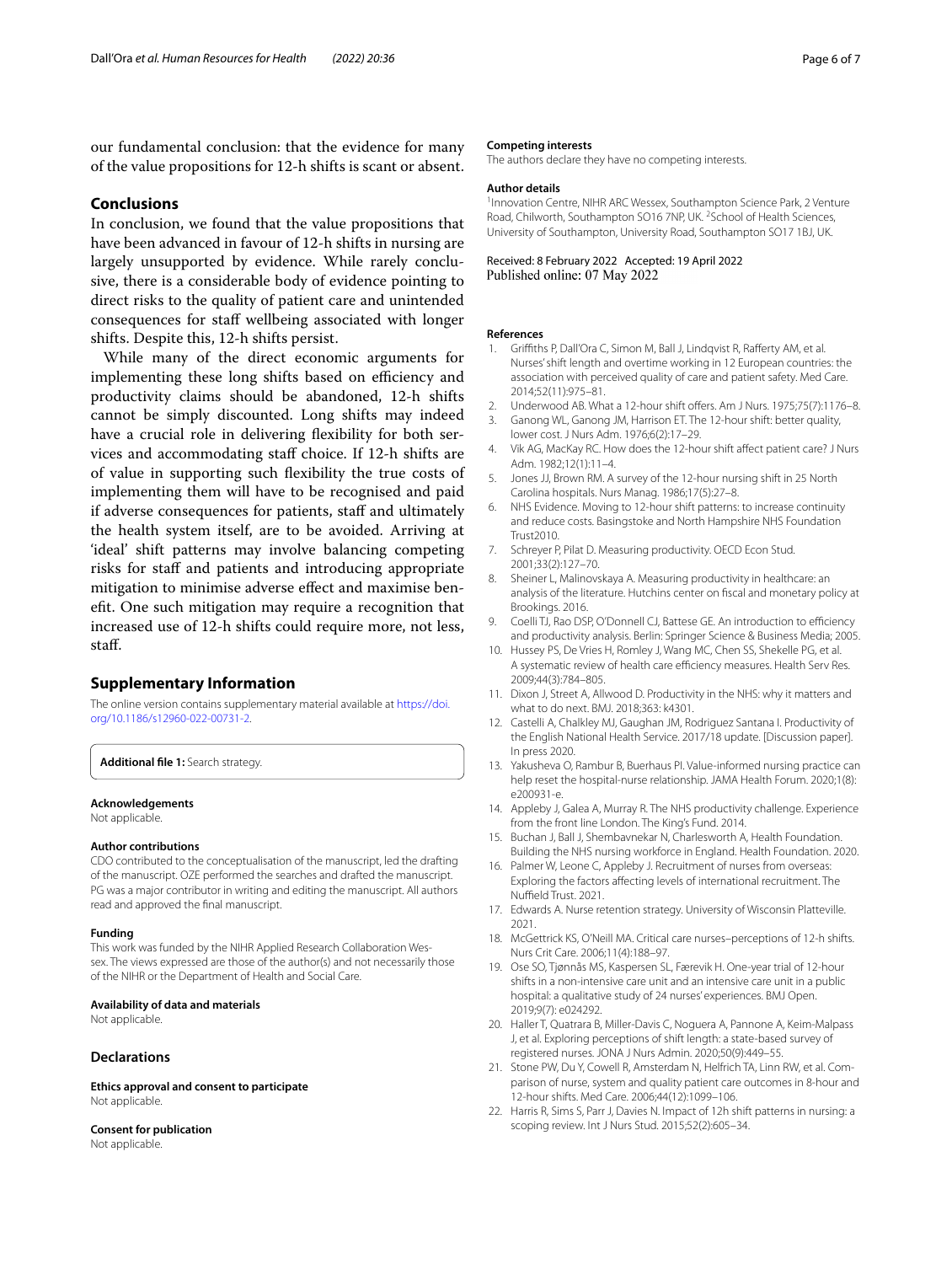our fundamental conclusion: that the evidence for many of the value propositions for 12-h shifts is scant or absent.

## Conclusions

In conclusion, we found that the value propositions that have been advanced in favour of 12-h shifts in nursing are largely unsupported by evidence. While rarely conclusive, there is a considerable body of evidence pointing to direct risks to the quality of patient care and unintended consequences for staff wellbeing associated with longer shifts. Despite this, 12-h shifts persist.

While many of the direct economic arguments for implementing these long shifts based on efficiency and productivity claims should be abandoned, 12-h shifts cannot be simply discounted. Long shifts may indeed have a crucial role in delivering flexibility for both services and accommodating staff choice. If 12-h shifts are of value in supporting such flexibility the true costs of implementing them will have to be recognised and paid if adverse consequences for patients, staff and ultimately the health system itself, are to be avoided. Arriving at 'ideal' shift patterns may involve balancing competing risks for staff and patients and introducing appropriate mitigation to minimise adverse effect and maximise benefit. One such mitigation may require a recognition that increased use of 12-h shifts could require more, not less, staff.

## Supplementary Information

The online version contains supplementary material available at https://doi.org/10.1186/s12960-022-00731-2.

**Additional file 1:** Search strategy.

#### Acknowledgements
Not applicable.

#### Author contributions
CDO contributed to the conceptualisation of the manuscript, led the drafting of the manuscript. OZE performed the searches and drafted the manuscript. PG was a major contributor in writing and editing the manuscript. All authors read and approved the final manuscript.

#### Funding
This work was funded by the NIHR Applied Research Collaboration Wessex. The views expressed are those of the author(s) and not necessarily those of the NIHR or the Department of Health and Social Care.

#### Availability of data and materials
Not applicable.

## Declarations

#### Ethics approval and consent to participate
Not applicable.

#### Consent for publication
Not applicable.

#### Competing interests
The authors declare they have no competing interests.

#### Author details
[1]Innovation Centre, NIHR ARC Wessex, Southampton Science Park, 2 Venture Road, Chilworth, Southampton SO16 7NP, UK. [2]School of Health Sciences, University of Southampton, University Road, Southampton SO17 1BJ, UK.

Received: 8 February 2022 Accepted: 19 April 2022
Published online: 07 May 2022

#### References

1. Griffiths P, Dall'Ora C, Simon M, Ball J, Lindqvist R, Rafferty AM, et al. Nurses' shift length and overtime working in 12 European countries: the association with perceived quality of care and patient safety. Med Care. 2014;52(11):975–81.
2. Underwood AB. What a 12-hour shift offers. Am J Nurs. 1975;75(7):1176–8.
3. Ganong WL, Ganong JM, Harrison ET. The 12-hour shift: better quality, lower cost. J Nurs Adm. 1976;6(2):17–29.
4. Vik AG, MacKay RC. How does the 12-hour shift affect patient care? J Nurs Adm. 1982;12(1):11–4.
5. Jones JJ, Brown RM. A survey of the 12-hour nursing shift in 25 North Carolina hospitals. Nurs Manag. 1986;17(5):27–8.
6. NHS Evidence. Moving to 12-hour shift patterns: to increase continuity and reduce costs. Basingstoke and North Hampshire NHS Foundation Trust2010.
7. Schreyer P, Pilat D. Measuring productivity. OECD Econ Stud. 2001;33(2):127–70.
8. Sheiner L, Malinovskaya A. Measuring productivity in healthcare: an analysis of the literature. Hutchins center on fiscal and monetary policy at Brookings. 2016.
9. Coelli TJ, Rao DSP, O'Donnell CJ, Battese GE. An introduction to efficiency and productivity analysis. Berlin: Springer Science & Business Media; 2005.
10. Hussey PS, De Vries H, Romley J, Wang MC, Chen SS, Shekelle PG, et al. A systematic review of health care efficiency measures. Health Serv Res. 2009;44(3):784–805.
11. Dixon J, Street A, Allwood D. Productivity in the NHS: why it matters and what to do next. BMJ. 2018;363: k4301.
12. Castelli A, Chalkley MJ, Gaughan JM, Rodriguez Santana I. Productivity of the English National Health Service. 2017/18 update. [Discussion paper]. In press 2020.
13. Yakusheva O, Rambur B, Buerhaus PI. Value-informed nursing practice can help reset the hospital-nurse relationship. JAMA Health Forum. 2020;1(8): e200931-e.
14. Appleby J, Galea A, Murray R. The NHS productivity challenge. Experience from the front line London. The King's Fund. 2014.
15. Buchan J, Ball J, Shembavnekar N, Charlesworth A, Health Foundation. Building the NHS nursing workforce in England. Health Foundation. 2020.
16. Palmer W, Leone C, Appleby J. Recruitment of nurses from overseas: Exploring the factors affecting levels of international recruitment. The Nuffield Trust. 2021.
17. Edwards A. Nurse retention strategy. University of Wisconsin Platteville. 2021.
18. McGettrick KS, O'Neill MA. Critical care nurses–perceptions of 12-h shifts. Nurs Crit Care. 2006;11(4):188–97.
19. Ose SO, Tjønnås MS, Kaspersen SL, Færevik H. One-year trial of 12-hour shifts in a non-intensive care unit and an intensive care unit in a public hospital: a qualitative study of 24 nurses' experiences. BMJ Open. 2019;9(7): e024292.
20. Haller T, Quatrara B, Miller-Davis C, Noguera A, Pannone A, Keim-Malpass J, et al. Exploring perceptions of shift length: a state-based survey of registered nurses. JONA J Nurs Admin. 2020;50(9):449–55.
21. Stone PW, Du Y, Cowell R, Amsterdam N, Helfrich TA, Linn RW, et al. Comparison of nurse, system and quality patient care outcomes in 8-hour and 12-hour shifts. Med Care. 2006;44(12):1099–106.
22. Harris R, Sims S, Parr J, Davies N. Impact of 12h shift patterns in nursing: a scoping review. Int J Nurs Stud. 2015;52(2):605–34.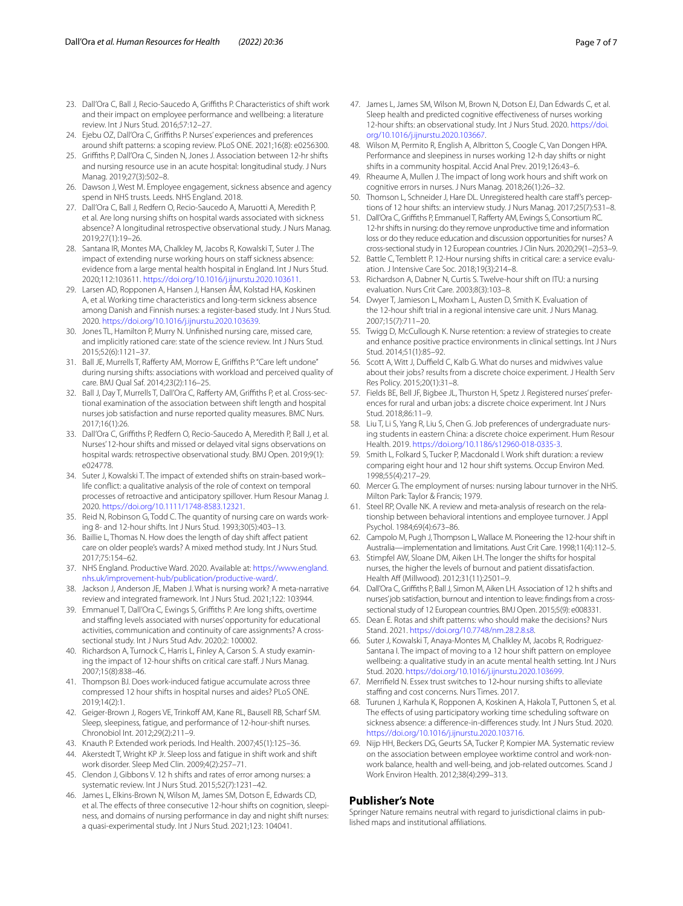23. Dall'Ora C, Ball J, Recio-Saucedo A, Griffiths P. Characteristics of shift work and their impact on employee performance and wellbeing: a literature review. Int J Nurs Stud. 2016;57:12–27.
24. Ejebu OZ, Dall'Ora C, Griffiths P. Nurses' experiences and preferences around shift patterns: a scoping review. PLoS ONE. 2021;16(8): e0256300.
25. Griffiths P, Dall'Ora C, Sinden N, Jones J. Association between 12-hr shifts and nursing resource use in an acute hospital: longitudinal study. J Nurs Manag. 2019;27(3):502–8.
26. Dawson J, West M. Employee engagement, sickness absence and agency spend in NHS trusts. Leeds. NHS England. 2018.
27. Dall'Ora C, Ball J, Redfern O, Recio-Saucedo A, Maruotti A, Meredith P, et al. Are long nursing shifts on hospital wards associated with sickness absence? A longitudinal retrospective observational study. J Nurs Manag. 2019;27(1):19–26.
28. Santana IR, Montes MA, Chalkley M, Jacobs R, Kowalski T, Suter J. The impact of extending nurse working hours on staff sickness absence: evidence from a large mental health hospital in England. Int J Nurs Stud. 2020;112:103611. https://doi.org/10.1016/j.ijnurstu.2020.103611.
29. Larsen AD, Ropponen A, Hansen J, Hansen ÅM, Kolstad HA, Koskinen A, et al. Working time characteristics and long-term sickness absence among Danish and Finnish nurses: a register-based study. Int J Nurs Stud. 2020. https://doi.org/10.1016/j.ijnurstu.2020.103639.
30. Jones TL, Hamilton P, Murry N. Unfinished nursing care, missed care, and implicitly rationed care: state of the science review. Int J Nurs Stud. 2015;52(6):1121–37.
31. Ball JE, Murrells T, Rafferty AM, Morrow E, Griffiths P. "Care left undone" during nursing shifts: associations with workload and perceived quality of care. BMJ Qual Saf. 2014;23(2):116–25.
32. Ball J, Day T, Murrells T, Dall'Ora C, Rafferty AM, Griffiths P, et al. Cross-sectional examination of the association between shift length and hospital nurses job satisfaction and nurse reported quality measures. BMC Nurs. 2017;16(1):26.
33. Dall'Ora C, Griffiths P, Redfern O, Recio-Saucedo A, Meredith P, Ball J, et al. Nurses' 12-hour shifts and missed or delayed vital signs observations on hospital wards: retrospective observational study. BMJ Open. 2019;9(1): e024778.
34. Suter J, Kowalski T. The impact of extended shifts on strain-based work–life conflict: a qualitative analysis of the role of context on temporal processes of retroactive and anticipatory spillover. Hum Resour Manag J. 2020. https://doi.org/10.1111/1748-8583.12321.
35. Reid N, Robinson G, Todd C. The quantity of nursing care on wards working 8- and 12-hour shifts. Int J Nurs Stud. 1993;30(5):403–13.
36. Baillie L, Thomas N. How does the length of day shift affect patient care on older people's wards? A mixed method study. Int J Nurs Stud. 2017;75:154–62.
37. NHS England. Productive Ward. 2020. Available at: https://www.england.nhs.uk/improvement-hub/publication/productive-ward/.
38. Jackson J, Anderson JE, Maben J. What is nursing work? A meta-narrative review and integrated framework. Int J Nurs Stud. 2021;122: 103944.
39. Emmanuel T, Dall'Ora C, Ewings S, Griffiths P. Are long shifts, overtime and staffing levels associated with nurses' opportunity for educational activities, communication and continuity of care assignments? A cross-sectional study. Int J Nurs Stud Adv. 2020;2: 100002.
40. Richardson A, Turnock C, Harris L, Finley A, Carson S. A study examining the impact of 12-hour shifts on critical care staff. J Nurs Manag. 2007;15(8):838–46.
41. Thompson BJ. Does work-induced fatigue accumulate across three compressed 12 hour shifts in hospital nurses and aides? PLoS ONE. 2019;14(2):1.
42. Geiger-Brown J, Rogers VE, Trinkoff AM, Kane RL, Bausell RB, Scharf SM. Sleep, sleepiness, fatigue, and performance of 12-hour-shift nurses. Chronobiol Int. 2012;29(2):211–9.
43. Knauth P. Extended work periods. Ind Health. 2007;45(1):125–36.
44. Akerstedt T, Wright KP Jr. Sleep loss and fatigue in shift work and shift work disorder. Sleep Med Clin. 2009;4(2):257–71.
45. Clendon J, Gibbons V. 12 h shifts and rates of error among nurses: a systematic review. Int J Nurs Stud. 2015;52(7):1231–42.
46. James L, Elkins-Brown N, Wilson M, James SM, Dotson E, Edwards CD, et al. The effects of three consecutive 12-hour shifts on cognition, sleepiness, and domains of nursing performance in day and night shift nurses: a quasi-experimental study. Int J Nurs Stud. 2021;123: 104041.
47. James L, James SM, Wilson M, Brown N, Dotson EJ, Dan Edwards C, et al. Sleep health and predicted cognitive effectiveness of nurses working 12-hour shifts: an observational study. Int J Nurs Stud. 2020. https://doi.org/10.1016/j.ijnurstu.2020.103667.
48. Wilson M, Permito R, English A, Albritton S, Coogle C, Van Dongen HPA. Performance and sleepiness in nurses working 12-h day shifts or night shifts in a community hospital. Accid Anal Prev. 2019;126:43–6.
49. Rheaume A, Mullen J. The impact of long work hours and shift work on cognitive errors in nurses. J Nurs Manag. 2018;26(1):26–32.
50. Thomson L, Schneider J, Hare DL. Unregistered health care staff's perceptions of 12 hour shifts: an interview study. J Nurs Manag. 2017;25(7):531–8.
51. Dall'Ora C, Griffiths P, Emmanuel T, Rafferty AM, Ewings S, Consortium RC. 12-hr shifts in nursing: do they remove unproductive time and information loss or do they reduce education and discussion opportunities for nurses? A cross-sectional study in 12 European countries. J Clin Nurs. 2020;29(1–2):53–9.
52. Battle C, Temblett P. 12-Hour nursing shifts in critical care: a service evaluation. J Intensive Care Soc. 2018;19(3):214–8.
53. Richardson A, Dabner N, Curtis S. Twelve-hour shift on ITU: a nursing evaluation. Nurs Crit Care. 2003;8(3):103–8.
54. Dwyer T, Jamieson L, Moxham L, Austen D, Smith K. Evaluation of the 12-hour shift trial in a regional intensive care unit. J Nurs Manag. 2007;15(7):711–20.
55. Twigg D, McCullough K. Nurse retention: a review of strategies to create and enhance positive practice environments in clinical settings. Int J Nurs Stud. 2014;51(1):85–92.
56. Scott A, Witt J, Duffield C, Kalb G. What do nurses and midwives value about their jobs? results from a discrete choice experiment. J Health Serv Res Policy. 2015;20(1):31–8.
57. Fields BE, Bell JF, Bigbee JL, Thurston H, Spetz J. Registered nurses' preferences for rural and urban jobs: a discrete choice experiment. Int J Nurs Stud. 2018;86:11–9.
58. Liu T, Li S, Yang R, Liu S, Chen G. Job preferences of undergraduate nursing students in eastern China: a discrete choice experiment. Hum Resour Health. 2019. https://doi.org/10.1186/s12960-018-0335-3.
59. Smith L, Folkard S, Tucker P, Macdonald I. Work shift duration: a review comparing eight hour and 12 hour shift systems. Occup Environ Med. 1998;55(4):217–29.
60. Mercer G. The employment of nurses: nursing labour turnover in the NHS. Milton Park: Taylor & Francis; 1979.
61. Steel RP, Ovalle NK. A review and meta-analysis of research on the relationship between behavioral intentions and employee turnover. J Appl Psychol. 1984;69(4):673–86.
62. Campolo M, Pugh J, Thompson L, Wallace M. Pioneering the 12-hour shift in Australia—implementation and limitations. Aust Crit Care. 1998;11(4):112–5.
63. Stimpfel AW, Sloane DM, Aiken LH. The longer the shifts for hospital nurses, the higher the levels of burnout and patient dissatisfaction. Health Aff (Millwood). 2012;31(11):2501–9.
64. Dall'Ora C, Griffiths P, Ball J, Simon M, Aiken LH. Association of 12 h shifts and nurses' job satisfaction, burnout and intention to leave: findings from a cross-sectional study of 12 European countries. BMJ Open. 2015;5(9): e008331.
65. Dean E. Rotas and shift patterns: who should make the decisions? Nurs Stand. 2021. https://doi.org/10.7748/nm.28.2.8.s8.
66. Suter J, Kowalski T, Anaya-Montes M, Chalkley M, Jacobs R, Rodriguez-Santana I. The impact of moving to a 12 hour shift pattern on employee wellbeing: a qualitative study in an acute mental health setting. Int J Nurs Stud. 2020. https://doi.org/10.1016/j.ijnurstu.2020.103699.
67. Merrifield N. Essex trust switches to 12-hour nursing shifts to alleviate staffing and cost concerns. Nurs Times. 2017.
68. Turunen J, Karhula K, Ropponen A, Koskinen A, Hakola T, Puttonen S, et al. The effects of using participatory working time scheduling software on sickness absence: a difference-in-differences study. Int J Nurs Stud. 2020. https://doi.org/10.1016/j.ijnurstu.2020.103716.
69. Nijp HH, Beckers DG, Geurts SA, Tucker P, Kompier MA. Systematic review on the association between employee worktime control and work-non-work balance, health and well-being, and job-related outcomes. Scand J Work Environ Health. 2012;38(4):299–313.

## Publisher's Note

Springer Nature remains neutral with regard to jurisdictional claims in published maps and institutional affiliations.